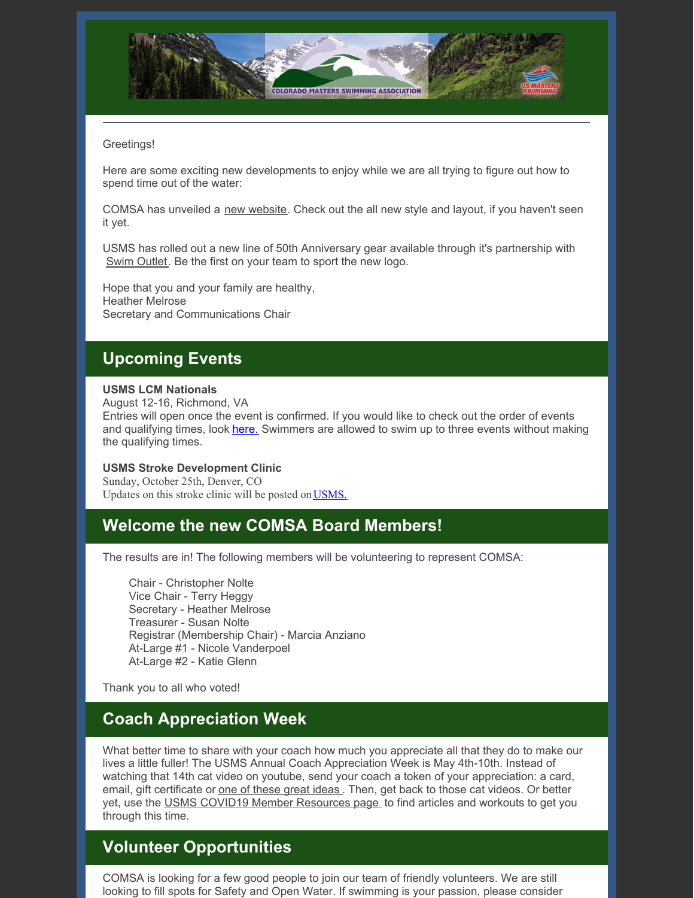Greetings!

Here are some exciting new developments to enjoy while we are all trying to figure out how to spend time out of the water:

COMSA has unveiled a new website. Check out the all new style and layout, if you haven't seen it yet.

USMS has rolled out a new line of 50th Anniversary gear available through it's partnership with Swim Outlet. Be the first on your team to sport the new logo.

Hope that you and your family are healthy,
Heather Melrose
Secretary and Communications Chair

## Upcoming Events

**USMS LCM Nationals**
August 12-16, Richmond, VA
Entries will open once the event is confirmed. If you would like to check out the order of events and qualifying times, look here. Swimmers are allowed to swim up to three events without making the qualifying times.

**USMS Stroke Development Clinic**
Sunday, October 25th, Denver, CO
Updates on this stroke clinic will be posted on USMS.

## Welcome the new COMSA Board Members!

The results are in! The following members will be volunteering to represent COMSA:

- Chair - Christopher Nolte
- Vice Chair - Terry Heggy
- Secretary - Heather Melrose
- Treasurer - Susan Nolte
- Registrar (Membership Chair) - Marcia Anziano
- At-Large #1 - Nicole Vanderpoel
- At-Large #2 - Katie Glenn

Thank you to all who voted!

## Coach Appreciation Week

What better time to share with your coach how much you appreciate all that they do to make our lives a little fuller! The USMS Annual Coach Appreciation Week is May 4th-10th. Instead of watching that 14th cat video on youtube, send your coach a token of your appreciation: a card, email, gift certificate or one of these great ideas . Then, get back to those cat videos. Or better yet, use the USMS COVID19 Member Resources page to find articles and workouts to get you through this time.

## Volunteer Opportunities

COMSA is looking for a few good people to join our team of friendly volunteers. We are still looking to fill spots for Safety and Open Water. If swimming is your passion, please consider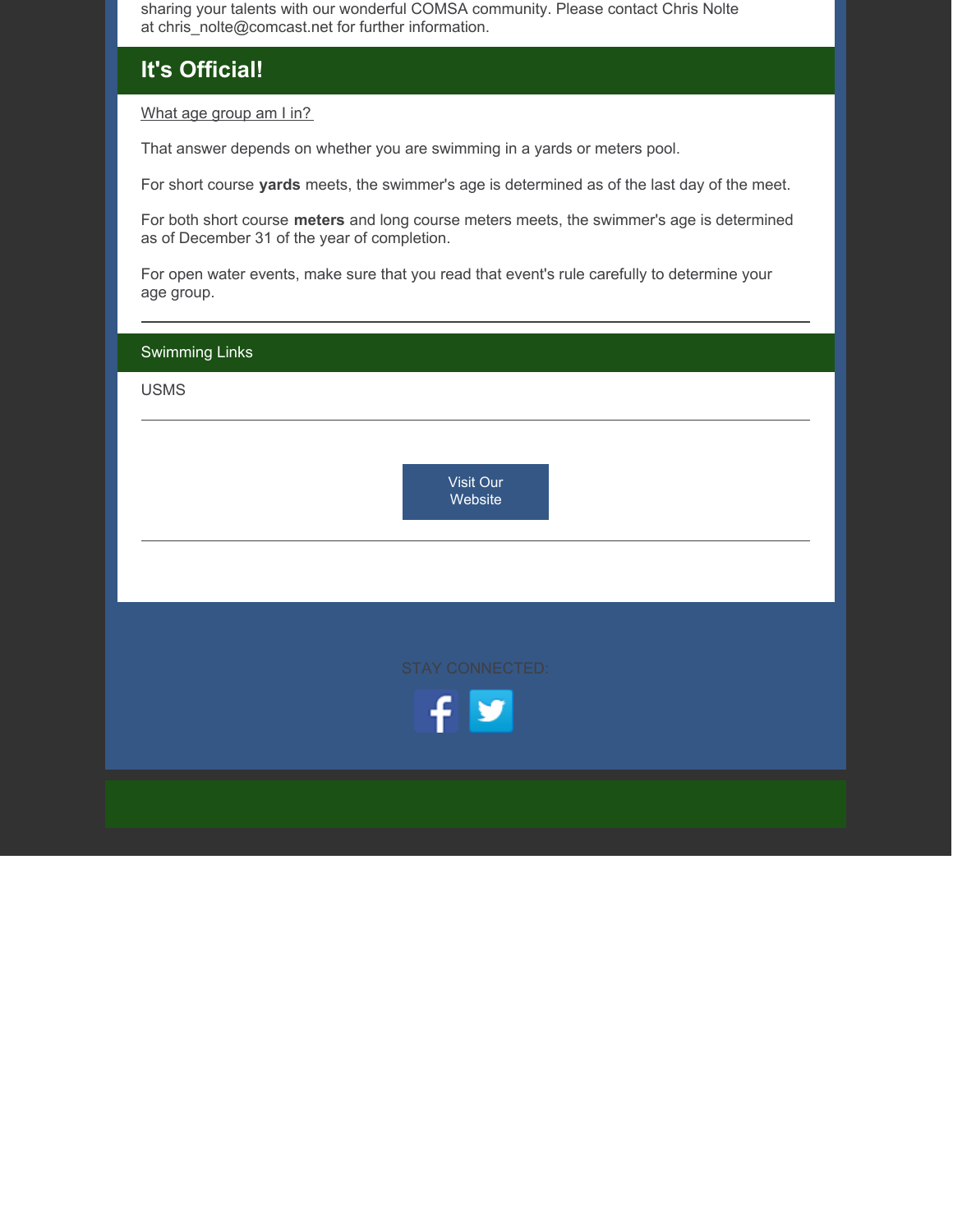sharing your talents with our wonderful COMSA community. Please contact Chris Nolte at chris_nolte@comcast.net for further information.

## It's Official!

What age group am I in?

That answer depends on whether you are swimming in a yards or meters pool.

For short course **yards** meets, the swimmer's age is determined as of the last day of the meet.

For both short course **meters** and long course meters meets, the swimmer's age is determined as of December 31 of the year of completion.

For open water events, make sure that you read that event's rule carefully to determine your age group.

---

### Swimming Links

USMS

---

Visit Our Website

---

STAY CONNECTED: